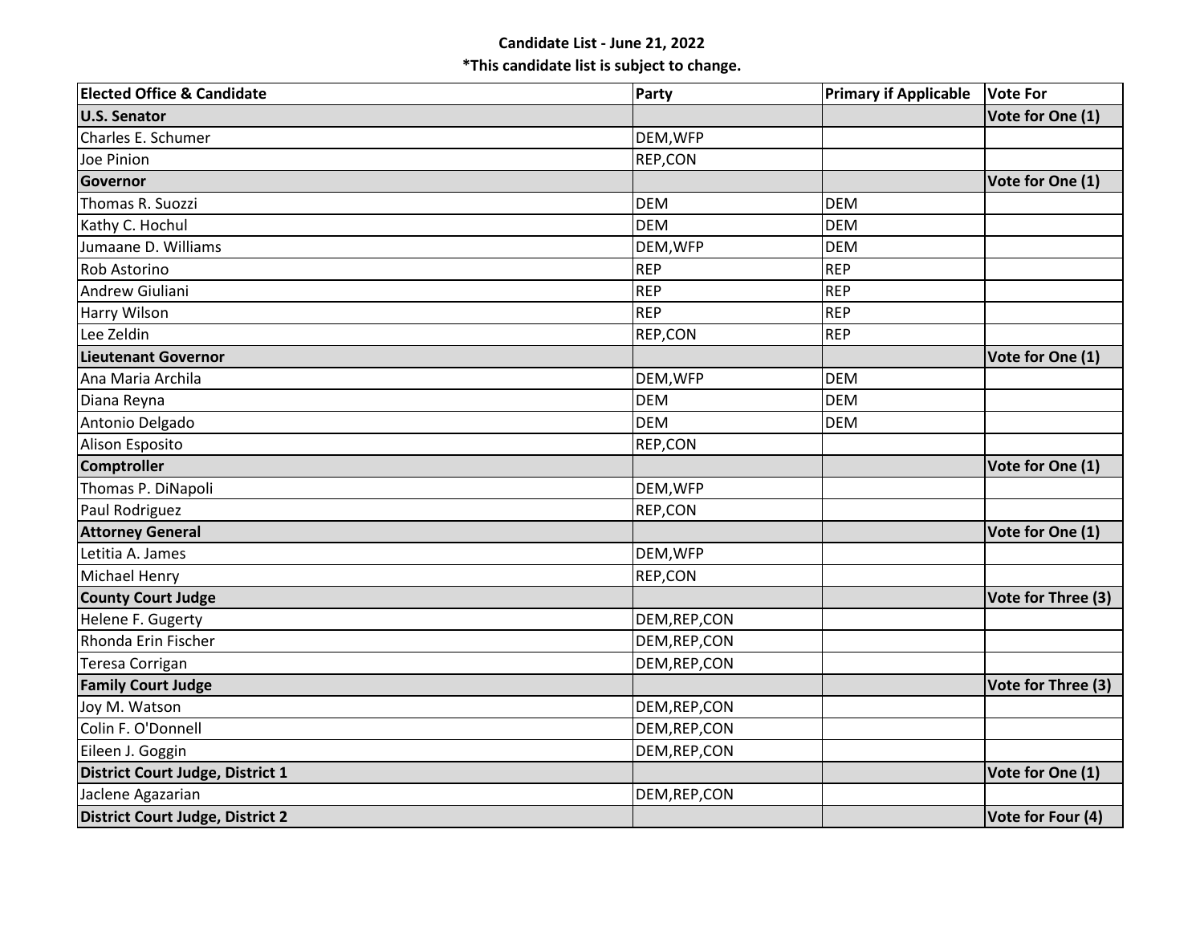**Candidate List - June 21, 2022**

***This candidate list is subject to change.**

| Elected Office & Candidate | Party | Primary if Applicable | Vote For |
|---|---|---|---|
| **U.S. Senator** | | | **Vote for One (1)** |
| Charles E. Schumer | DEM,WFP | | |
| Joe Pinion | REP,CON | | |
| **Governor** | | | **Vote for One (1)** |
| Thomas R. Suozzi | DEM | DEM | |
| Kathy C. Hochul | DEM | DEM | |
| Jumaane D. Williams | DEM,WFP | DEM | |
| Rob Astorino | REP | REP | |
| Andrew Giuliani | REP | REP | |
| Harry Wilson | REP | REP | |
| Lee Zeldin | REP,CON | REP | |
| **Lieutenant Governor** | | | **Vote for One (1)** |
| Ana Maria Archila | DEM,WFP | DEM | |
| Diana Reyna | DEM | DEM | |
| Antonio Delgado | DEM | DEM | |
| Alison Esposito | REP,CON | | |
| **Comptroller** | | | **Vote for One (1)** |
| Thomas P. DiNapoli | DEM,WFP | | |
| Paul Rodriguez | REP,CON | | |
| **Attorney General** | | | **Vote for One (1)** |
| Letitia A. James | DEM,WFP | | |
| Michael Henry | REP,CON | | |
| **County Court Judge** | | | **Vote for Three (3)** |
| Helene F. Gugerty | DEM,REP,CON | | |
| Rhonda Erin Fischer | DEM,REP,CON | | |
| Teresa Corrigan | DEM,REP,CON | | |
| **Family Court Judge** | | | **Vote for Three (3)** |
| Joy M. Watson | DEM,REP,CON | | |
| Colin F. O'Donnell | DEM,REP,CON | | |
| Eileen J. Goggin | DEM,REP,CON | | |
| **District Court Judge, District 1** | | | **Vote for One (1)** |
| Jaclene Agazarian | DEM,REP,CON | | |
| **District Court Judge, District 2** | | | **Vote for Four (4)** |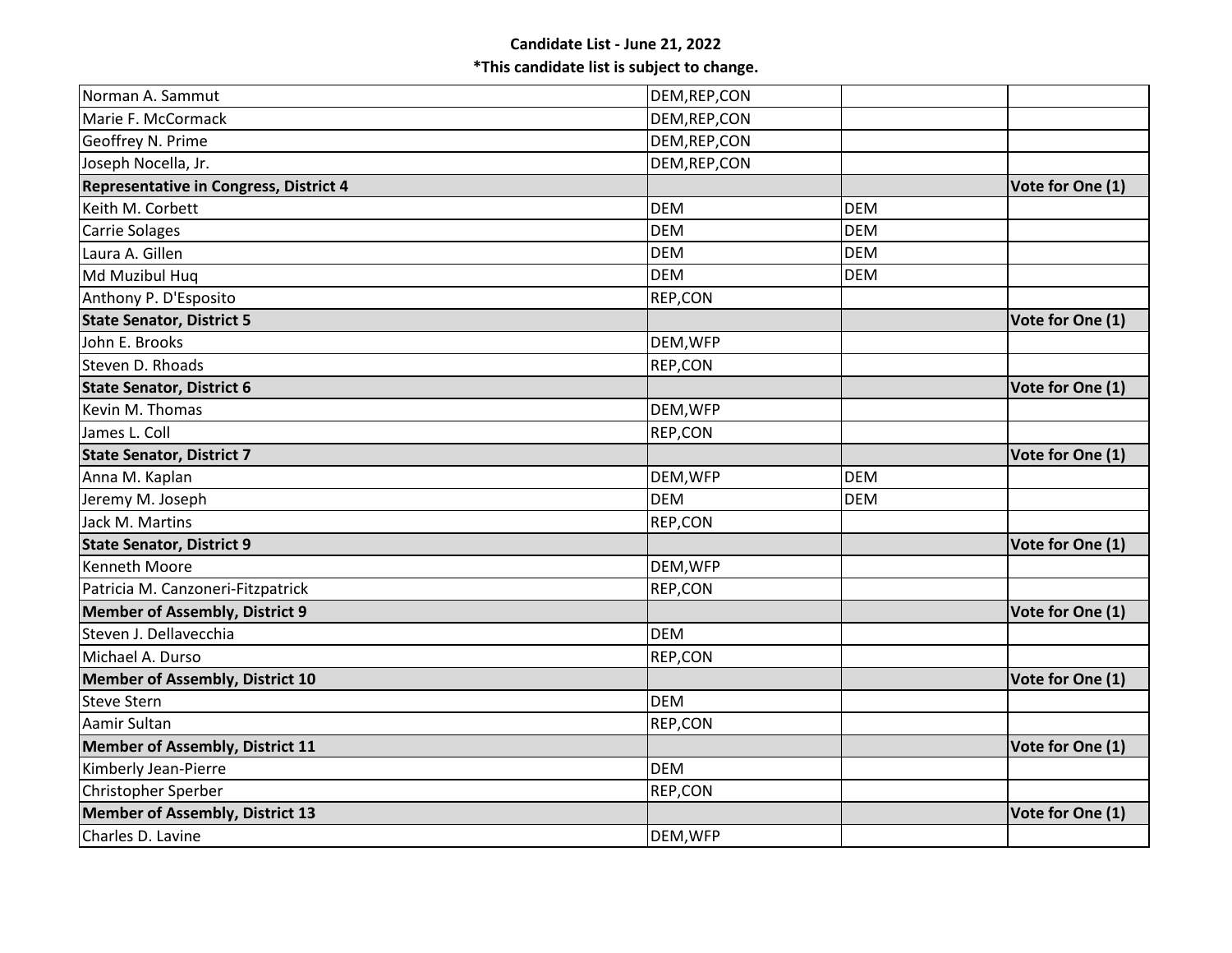**Candidate List - June 21, 2022**

***This candidate list is subject to change.**

| | | | |
|---|---|---|---|
| Norman A. Sammut | DEM,REP,CON | | |
| Marie F. McCormack | DEM,REP,CON | | |
| Geoffrey N. Prime | DEM,REP,CON | | |
| Joseph Nocella, Jr. | DEM,REP,CON | | |
| **Representative in Congress, District 4** | | | **Vote for One (1)** |
| Keith M. Corbett | DEM | DEM | |
| Carrie Solages | DEM | DEM | |
| Laura A. Gillen | DEM | DEM | |
| Md Muzibul Huq | DEM | DEM | |
| Anthony P. D'Esposito | REP,CON | | |
| **State Senator, District 5** | | | **Vote for One (1)** |
| John E. Brooks | DEM,WFP | | |
| Steven D. Rhoads | REP,CON | | |
| **State Senator, District 6** | | | **Vote for One (1)** |
| Kevin M. Thomas | DEM,WFP | | |
| James L. Coll | REP,CON | | |
| **State Senator, District 7** | | | **Vote for One (1)** |
| Anna M. Kaplan | DEM,WFP | DEM | |
| Jeremy M. Joseph | DEM | DEM | |
| Jack M. Martins | REP,CON | | |
| **State Senator, District 9** | | | **Vote for One (1)** |
| Kenneth Moore | DEM,WFP | | |
| Patricia M. Canzoneri-Fitzpatrick | REP,CON | | |
| **Member of Assembly, District 9** | | | **Vote for One (1)** |
| Steven J. Dellavecchia | DEM | | |
| Michael A. Durso | REP,CON | | |
| **Member of Assembly, District 10** | | | **Vote for One (1)** |
| Steve Stern | DEM | | |
| Aamir Sultan | REP,CON | | |
| **Member of Assembly, District 11** | | | **Vote for One (1)** |
| Kimberly Jean-Pierre | DEM | | |
| Christopher Sperber | REP,CON | | |
| **Member of Assembly, District 13** | | | **Vote for One (1)** |
| Charles D. Lavine | DEM,WFP | | |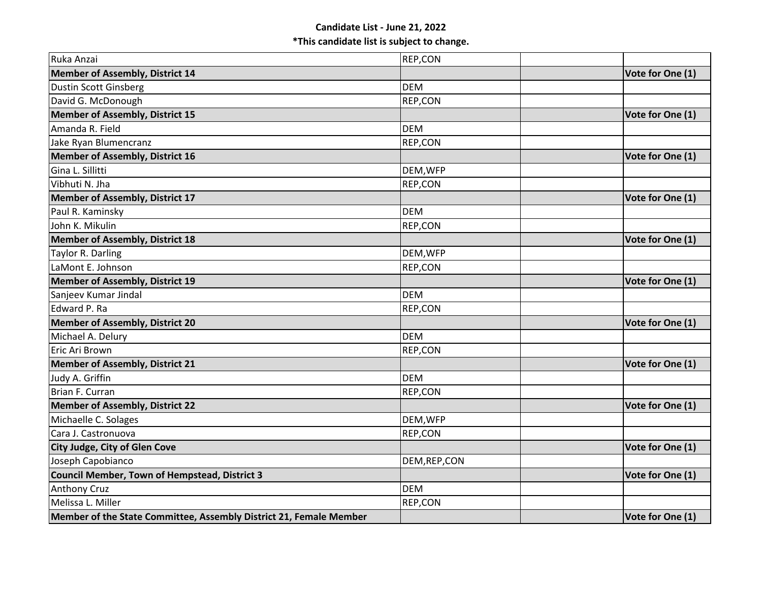**Candidate List - June 21, 2022**

***This candidate list is subject to change.**

| | | | |
|---|---|---|---|
| Ruka Anzai | REP,CON | | |
| **Member of Assembly, District 14** | | | **Vote for One (1)** |
| Dustin Scott Ginsberg | DEM | | |
| David G. McDonough | REP,CON | | |
| **Member of Assembly, District 15** | | | **Vote for One (1)** |
| Amanda R. Field | DEM | | |
| Jake Ryan Blumencranz | REP,CON | | |
| **Member of Assembly, District 16** | | | **Vote for One (1)** |
| Gina L. Sillitti | DEM,WFP | | |
| Vibhuti N. Jha | REP,CON | | |
| **Member of Assembly, District 17** | | | **Vote for One (1)** |
| Paul R. Kaminsky | DEM | | |
| John K. Mikulin | REP,CON | | |
| **Member of Assembly, District 18** | | | **Vote for One (1)** |
| Taylor R. Darling | DEM,WFP | | |
| LaMont E. Johnson | REP,CON | | |
| **Member of Assembly, District 19** | | | **Vote for One (1)** |
| Sanjeev Kumar Jindal | DEM | | |
| Edward P. Ra | REP,CON | | |
| **Member of Assembly, District 20** | | | **Vote for One (1)** |
| Michael A. Delury | DEM | | |
| Eric Ari Brown | REP,CON | | |
| **Member of Assembly, District 21** | | | **Vote for One (1)** |
| Judy A. Griffin | DEM | | |
| Brian F. Curran | REP,CON | | |
| **Member of Assembly, District 22** | | | **Vote for One (1)** |
| Michaelle C. Solages | DEM,WFP | | |
| Cara J. Castronuova | REP,CON | | |
| **City Judge, City of Glen Cove** | | | **Vote for One (1)** |
| Joseph Capobianco | DEM,REP,CON | | |
| **Council Member, Town of Hempstead, District 3** | | | **Vote for One (1)** |
| Anthony Cruz | DEM | | |
| Melissa L. Miller | REP,CON | | |
| **Member of the State Committee, Assembly District 21, Female Member** | | | **Vote for One (1)** |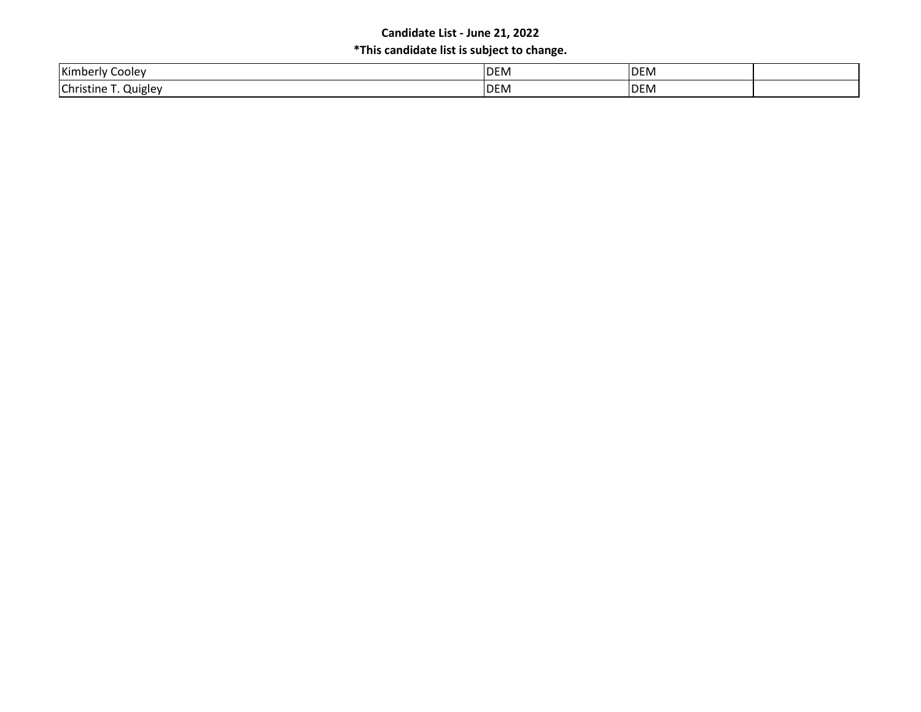**Candidate List - June 21, 2022**

***This candidate list is subject to change.**

| | | | |
|---|---|---|---|
| Kimberly Cooley | DEM | DEM | |
| Christine T. Quigley | DEM | DEM | |